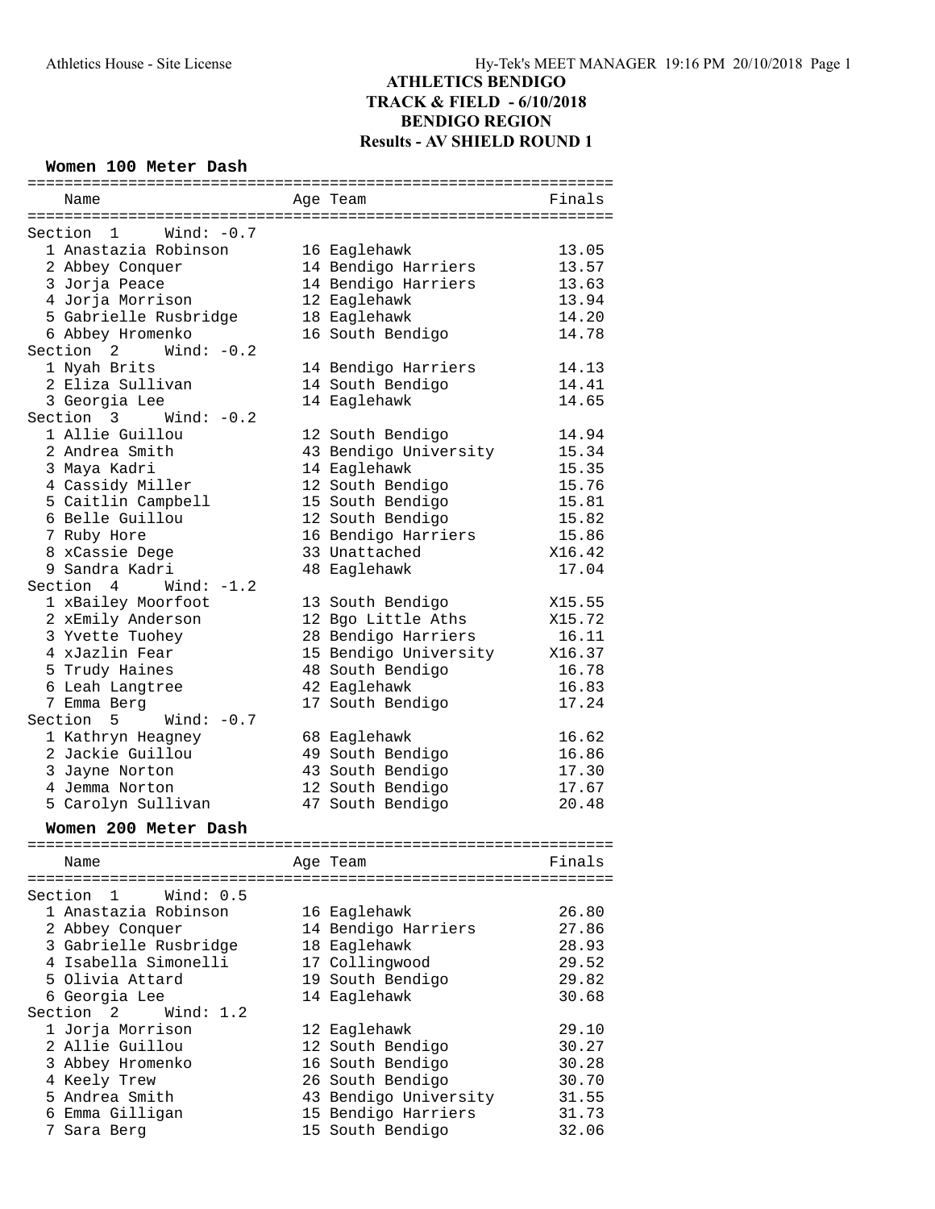# ATHLETICS BENDIGO
## TRACK & FIELD - 6/10/2018
## BENDIGO REGION
## Results - AV SHIELD ROUND 1

### Women 100 Meter Dash

| Place | Name | Age | Team | Finals |
|---|---|---|---|---|
| **Section 1 Wind: -0.7** | | | | |
| 1 | Anastazia Robinson | 16 | Eaglehawk | 13.05 |
| 2 | Abbey Conquer | 14 | Bendigo Harriers | 13.57 |
| 3 | Jorja Peace | 14 | Bendigo Harriers | 13.63 |
| 4 | Jorja Morrison | 12 | Eaglehawk | 13.94 |
| 5 | Gabrielle Rusbridge | 18 | Eaglehawk | 14.20 |
| 6 | Abbey Hromenko | 16 | South Bendigo | 14.78 |
| **Section 2 Wind: -0.2** | | | | |
| 1 | Nyah Brits | 14 | Bendigo Harriers | 14.13 |
| 2 | Eliza Sullivan | 14 | South Bendigo | 14.41 |
| 3 | Georgia Lee | 14 | Eaglehawk | 14.65 |
| **Section 3 Wind: -0.2** | | | | |
| 1 | Allie Guillou | 12 | South Bendigo | 14.94 |
| 2 | Andrea Smith | 43 | Bendigo University | 15.34 |
| 3 | Maya Kadri | 14 | Eaglehawk | 15.35 |
| 4 | Cassidy Miller | 12 | South Bendigo | 15.76 |
| 5 | Caitlin Campbell | 15 | South Bendigo | 15.81 |
| 6 | Belle Guillou | 12 | South Bendigo | 15.82 |
| 7 | Ruby Hore | 16 | Bendigo Harriers | 15.86 |
| 8 | xCassie Dege | 33 | Unattached | X16.42 |
| 9 | Sandra Kadri | 48 | Eaglehawk | 17.04 |
| **Section 4 Wind: -1.2** | | | | |
| 1 | xBailey Moorfoot | 13 | South Bendigo | X15.55 |
| 2 | xEmily Anderson | 12 | Bgo Little Aths | X15.72 |
| 3 | Yvette Tuohey | 28 | Bendigo Harriers | 16.11 |
| 4 | xJazlin Fear | 15 | Bendigo University | X16.37 |
| 5 | Trudy Haines | 48 | South Bendigo | 16.78 |
| 6 | Leah Langtree | 42 | Eaglehawk | 16.83 |
| 7 | Emma Berg | 17 | South Bendigo | 17.24 |
| **Section 5 Wind: -0.7** | | | | |
| 1 | Kathryn Heagney | 68 | Eaglehawk | 16.62 |
| 2 | Jackie Guillou | 49 | South Bendigo | 16.86 |
| 3 | Jayne Norton | 43 | South Bendigo | 17.30 |
| 4 | Jemma Norton | 12 | South Bendigo | 17.67 |
| 5 | Carolyn Sullivan | 47 | South Bendigo | 20.48 |

### Women 200 Meter Dash

| Place | Name | Age | Team | Finals |
|---|---|---|---|---|
| **Section 1 Wind: 0.5** | | | | |
| 1 | Anastazia Robinson | 16 | Eaglehawk | 26.80 |
| 2 | Abbey Conquer | 14 | Bendigo Harriers | 27.86 |
| 3 | Gabrielle Rusbridge | 18 | Eaglehawk | 28.93 |
| 4 | Isabella Simonelli | 17 | Collingwood | 29.52 |
| 5 | Olivia Attard | 19 | South Bendigo | 29.82 |
| 6 | Georgia Lee | 14 | Eaglehawk | 30.68 |
| **Section 2 Wind: 1.2** | | | | |
| 1 | Jorja Morrison | 12 | Eaglehawk | 29.10 |
| 2 | Allie Guillou | 12 | South Bendigo | 30.27 |
| 3 | Abbey Hromenko | 16 | South Bendigo | 30.28 |
| 4 | Keely Trew | 26 | South Bendigo | 30.70 |
| 5 | Andrea Smith | 43 | Bendigo University | 31.55 |
| 6 | Emma Gilligan | 15 | Bendigo Harriers | 31.73 |
| 7 | Sara Berg | 15 | South Bendigo | 32.06 |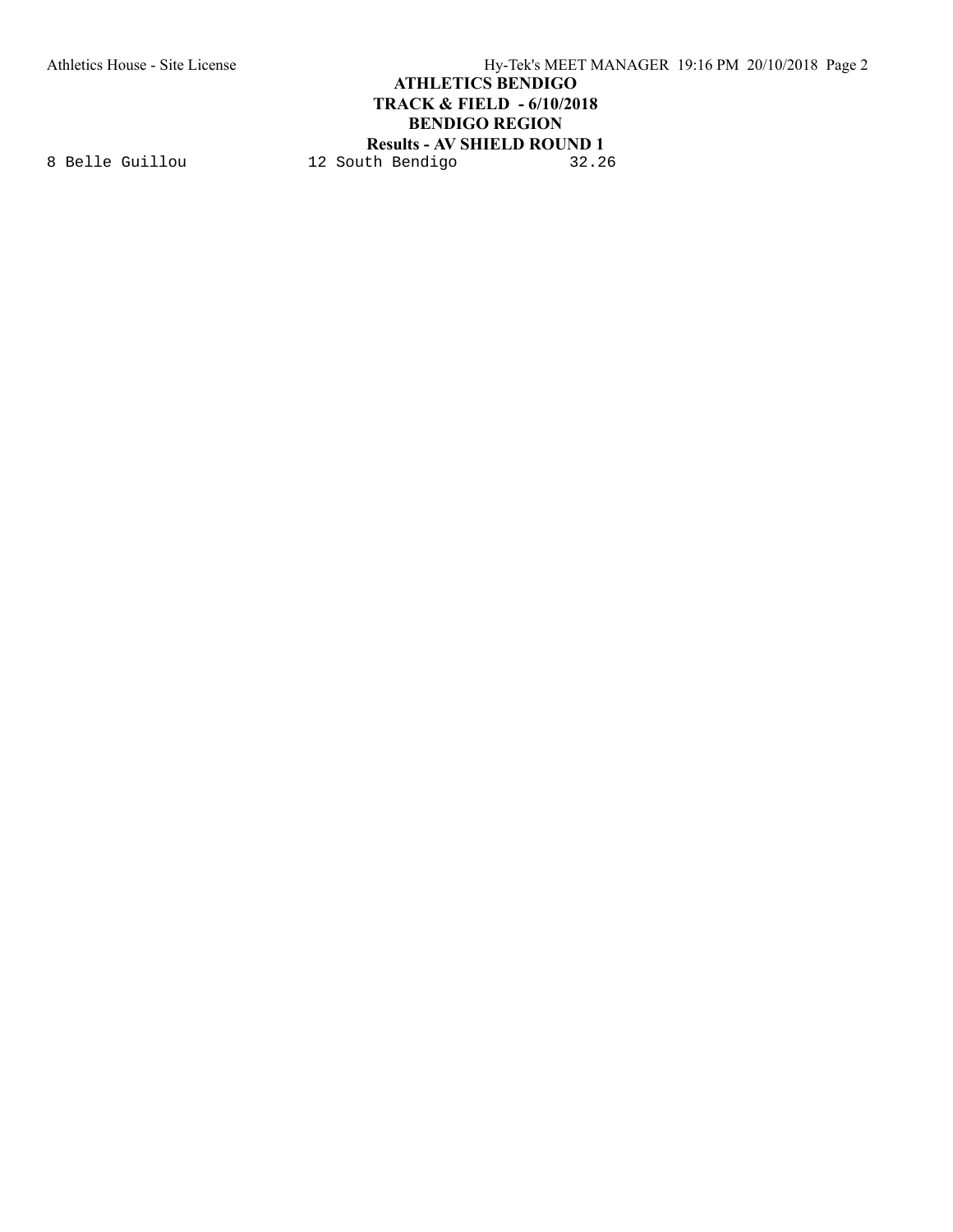8 Belle Guillou 12 South Bendigo 32.26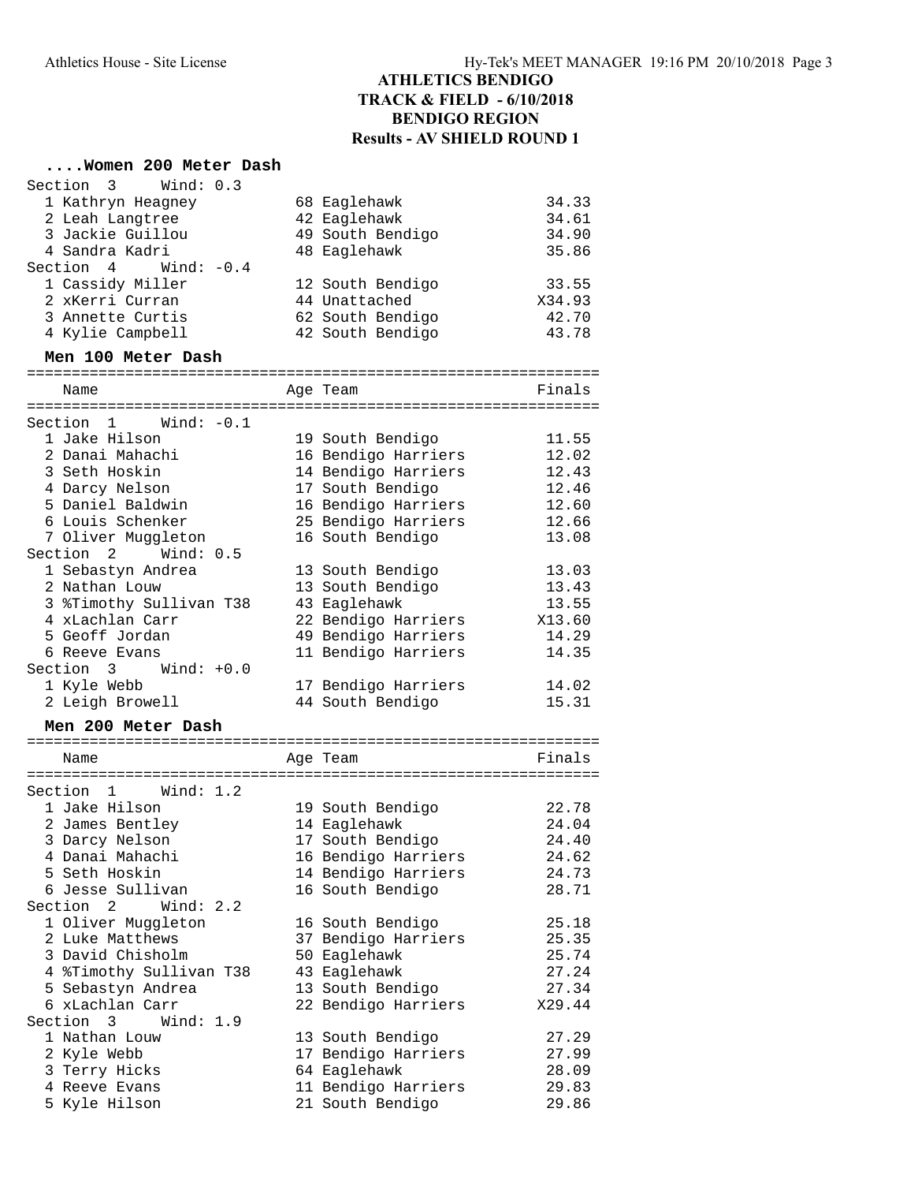# ATHLETICS BENDIGO
## TRACK & FIELD - 6/10/2018
## BENDIGO REGION
## Results - AV SHIELD ROUND 1

### ....Women 200 Meter Dash

| Name | Age | Team | Finals |
|---|---|---|---|
| **Section 3 Wind: 0.3** | | | |
| 1 Kathryn Heagney | 68 | Eaglehawk | 34.33 |
| 2 Leah Langtree | 42 | Eaglehawk | 34.61 |
| 3 Jackie Guillou | 49 | South Bendigo | 34.90 |
| 4 Sandra Kadri | 48 | Eaglehawk | 35.86 |
| **Section 4 Wind: -0.4** | | | |
| 1 Cassidy Miller | 12 | South Bendigo | 33.55 |
| 2 xKerri Curran | 44 | Unattached | X34.93 |
| 3 Annette Curtis | 62 | South Bendigo | 42.70 |
| 4 Kylie Campbell | 42 | South Bendigo | 43.78 |

### Men 100 Meter Dash

| Name | Age | Team | Finals |
|---|---|---|---|
| **Section 1 Wind: -0.1** | | | |
| 1 Jake Hilson | 19 | South Bendigo | 11.55 |
| 2 Danai Mahachi | 16 | Bendigo Harriers | 12.02 |
| 3 Seth Hoskin | 14 | Bendigo Harriers | 12.43 |
| 4 Darcy Nelson | 17 | South Bendigo | 12.46 |
| 5 Daniel Baldwin | 16 | Bendigo Harriers | 12.60 |
| 6 Louis Schenker | 25 | Bendigo Harriers | 12.66 |
| 7 Oliver Muggleton | 16 | South Bendigo | 13.08 |
| **Section 2 Wind: 0.5** | | | |
| 1 Sebastyn Andrea | 13 | South Bendigo | 13.03 |
| 2 Nathan Louw | 13 | South Bendigo | 13.43 |
| 3 %Timothy Sullivan T38 | 43 | Eaglehawk | 13.55 |
| 4 xLachlan Carr | 22 | Bendigo Harriers | X13.60 |
| 5 Geoff Jordan | 49 | Bendigo Harriers | 14.29 |
| 6 Reeve Evans | 11 | Bendigo Harriers | 14.35 |
| **Section 3 Wind: +0.0** | | | |
| 1 Kyle Webb | 17 | Bendigo Harriers | 14.02 |
| 2 Leigh Browell | 44 | South Bendigo | 15.31 |

### Men 200 Meter Dash

| Name | Age | Team | Finals |
|---|---|---|---|
| **Section 1 Wind: 1.2** | | | |
| 1 Jake Hilson | 19 | South Bendigo | 22.78 |
| 2 James Bentley | 14 | Eaglehawk | 24.04 |
| 3 Darcy Nelson | 17 | South Bendigo | 24.40 |
| 4 Danai Mahachi | 16 | Bendigo Harriers | 24.62 |
| 5 Seth Hoskin | 14 | Bendigo Harriers | 24.73 |
| 6 Jesse Sullivan | 16 | South Bendigo | 28.71 |
| **Section 2 Wind: 2.2** | | | |
| 1 Oliver Muggleton | 16 | South Bendigo | 25.18 |
| 2 Luke Matthews | 37 | Bendigo Harriers | 25.35 |
| 3 David Chisholm | 50 | Eaglehawk | 25.74 |
| 4 %Timothy Sullivan T38 | 43 | Eaglehawk | 27.24 |
| 5 Sebastyn Andrea | 13 | South Bendigo | 27.34 |
| 6 xLachlan Carr | 22 | Bendigo Harriers | X29.44 |
| **Section 3 Wind: 1.9** | | | |
| 1 Nathan Louw | 13 | South Bendigo | 27.29 |
| 2 Kyle Webb | 17 | Bendigo Harriers | 27.99 |
| 3 Terry Hicks | 64 | Eaglehawk | 28.09 |
| 4 Reeve Evans | 11 | Bendigo Harriers | 29.83 |
| 5 Kyle Hilson | 21 | South Bendigo | 29.86 |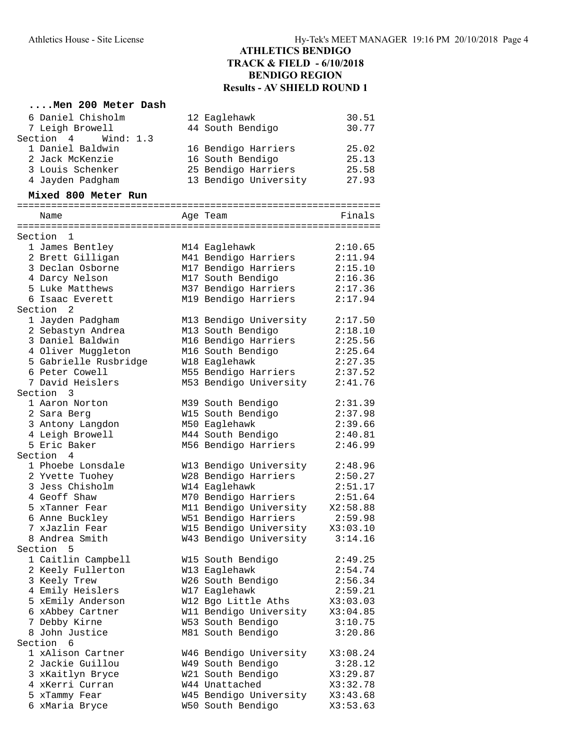## ATHLETICS BENDIGO
## TRACK & FIELD - 6/10/2018
## BENDIGO REGION
## Results - AV SHIELD ROUND 1

### ....Men 200 Meter Dash

| Place | Name | Age | Team | Finals |
|---|---|---|---|---|
| 6 | Daniel Chisholm | 12 | Eaglehawk | 30.51 |
| 7 | Leigh Browell | 44 | South Bendigo | 30.77 |
| **Section 4 Wind: 1.3** | | | | |
| 1 | Daniel Baldwin | 16 | Bendigo Harriers | 25.02 |
| 2 | Jack McKenzie | 16 | South Bendigo | 25.13 |
| 3 | Louis Schenker | 25 | Bendigo Harriers | 25.58 |
| 4 | Jayden Padgham | 13 | Bendigo University | 27.93 |

### Mixed 800 Meter Run

| Place | Name | Age | Team | Finals |
|---|---|---|---|---|
| **Section 1** | | | | |
| 1 | James Bentley | M14 | Eaglehawk | 2:10.65 |
| 2 | Brett Gilligan | M41 | Bendigo Harriers | 2:11.94 |
| 3 | Declan Osborne | M17 | Bendigo Harriers | 2:15.10 |
| 4 | Darcy Nelson | M17 | South Bendigo | 2:16.36 |
| 5 | Luke Matthews | M37 | Bendigo Harriers | 2:17.36 |
| 6 | Isaac Everett | M19 | Bendigo Harriers | 2:17.94 |
| **Section 2** | | | | |
| 1 | Jayden Padgham | M13 | Bendigo University | 2:17.50 |
| 2 | Sebastyn Andrea | M13 | South Bendigo | 2:18.10 |
| 3 | Daniel Baldwin | M16 | Bendigo Harriers | 2:25.56 |
| 4 | Oliver Muggleton | M16 | South Bendigo | 2:25.64 |
| 5 | Gabrielle Rusbridge | W18 | Eaglehawk | 2:27.35 |
| 6 | Peter Cowell | M55 | Bendigo Harriers | 2:37.52 |
| 7 | David Heislers | M53 | Bendigo University | 2:41.76 |
| **Section 3** | | | | |
| 1 | Aaron Norton | M39 | South Bendigo | 2:31.39 |
| 2 | Sara Berg | W15 | South Bendigo | 2:37.98 |
| 3 | Antony Langdon | M50 | Eaglehawk | 2:39.66 |
| 4 | Leigh Browell | M44 | South Bendigo | 2:40.81 |
| 5 | Eric Baker | M56 | Bendigo Harriers | 2:46.99 |
| **Section 4** | | | | |
| 1 | Phoebe Lonsdale | W13 | Bendigo University | 2:48.96 |
| 2 | Yvette Tuohey | W28 | Bendigo Harriers | 2:50.27 |
| 3 | Jess Chisholm | W14 | Eaglehawk | 2:51.17 |
| 4 | Geoff Shaw | M70 | Bendigo Harriers | 2:51.64 |
| 5 | xTanner Fear | M11 | Bendigo University | X2:58.88 |
| 6 | Anne Buckley | W51 | Bendigo Harriers | 2:59.98 |
| 7 | xJazlin Fear | W15 | Bendigo University | X3:03.10 |
| 8 | Andrea Smith | W43 | Bendigo University | 3:14.16 |
| **Section 5** | | | | |
| 1 | Caitlin Campbell | W15 | South Bendigo | 2:49.25 |
| 2 | Keely Fullerton | W13 | Eaglehawk | 2:54.74 |
| 3 | Keely Trew | W26 | South Bendigo | 2:56.34 |
| 4 | Emily Heislers | W17 | Eaglehawk | 2:59.21 |
| 5 | xEmily Anderson | W12 | Bgo Little Aths | X3:03.03 |
| 6 | xAbbey Cartner | W11 | Bendigo University | X3:04.85 |
| 7 | Debby Kirne | W53 | South Bendigo | 3:10.75 |
| 8 | John Justice | M81 | South Bendigo | 3:20.86 |
| **Section 6** | | | | |
| 1 | xAlison Cartner | W46 | Bendigo University | X3:08.24 |
| 2 | Jackie Guillou | W49 | South Bendigo | 3:28.12 |
| 3 | xKaitlyn Bryce | W21 | South Bendigo | X3:29.87 |
| 4 | xKerri Curran | W44 | Unattached | X3:32.78 |
| 5 | xTammy Fear | W45 | Bendigo University | X3:43.68 |
| 6 | xMaria Bryce | W50 | South Bendigo | X3:53.63 |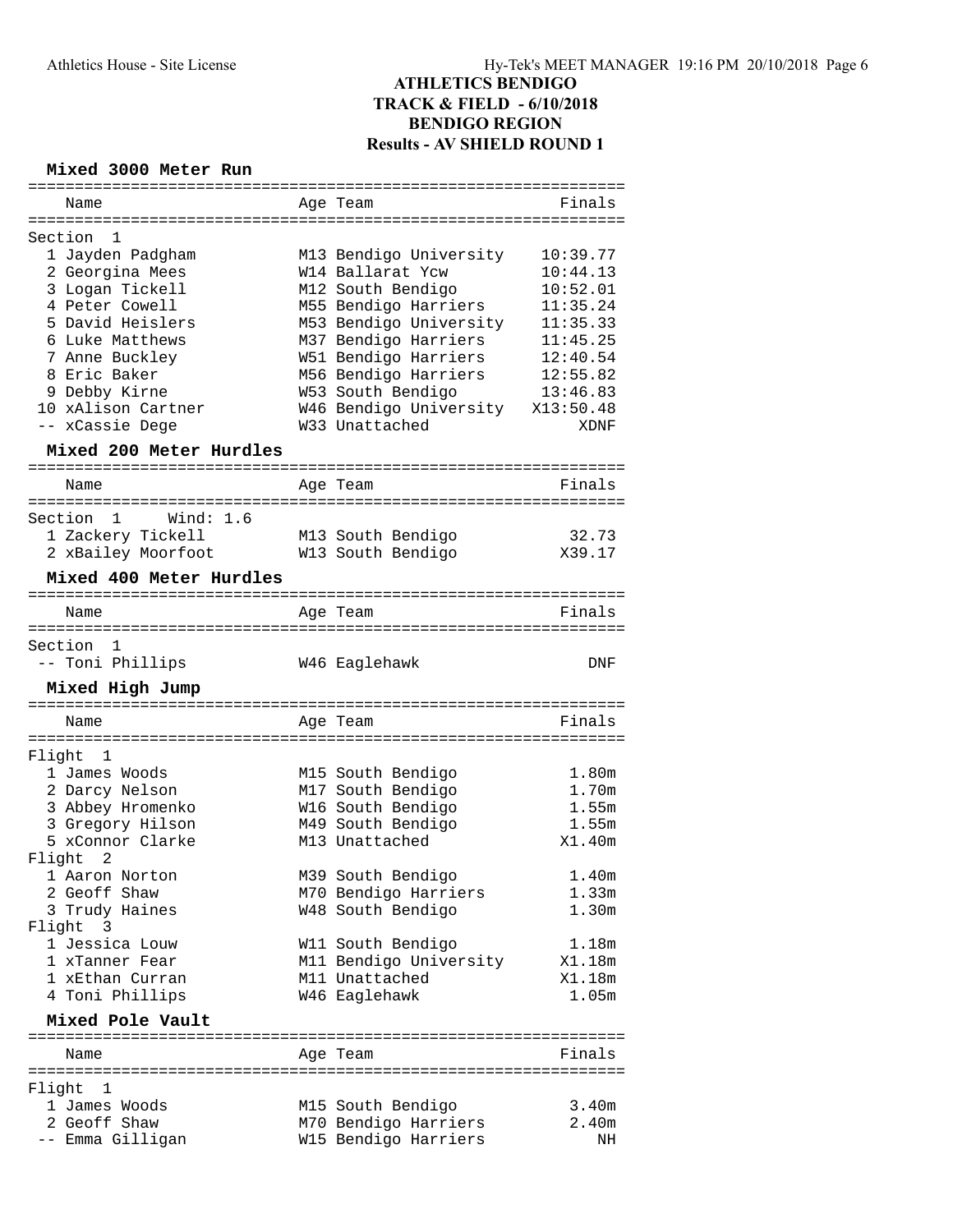# ATHLETICS BENDIGO
## TRACK & FIELD - 6/10/2018
## BENDIGO REGION
## Results - AV SHIELD ROUND 1

### Mixed 3000 Meter Run

| | Name | Age | Team | Finals |
|---|---|---|---|---|
| **Section 1** | | | | |
| 1 | Jayden Padgham | M13 | Bendigo University | 10:39.77 |
| 2 | Georgina Mees | W14 | Ballarat Ycw | 10:44.13 |
| 3 | Logan Tickell | M12 | South Bendigo | 10:52.01 |
| 4 | Peter Cowell | M55 | Bendigo Harriers | 11:35.24 |
| 5 | David Heislers | M53 | Bendigo University | 11:35.33 |
| 6 | Luke Matthews | M37 | Bendigo Harriers | 11:45.25 |
| 7 | Anne Buckley | W51 | Bendigo Harriers | 12:40.54 |
| 8 | Eric Baker | M56 | Bendigo Harriers | 12:55.82 |
| 9 | Debby Kirne | W53 | South Bendigo | 13:46.83 |
| 10 | xAlison Cartner | W46 | Bendigo University | X13:50.48 |
| -- | xCassie Dege | W33 | Unattached | XDNF |

### Mixed 200 Meter Hurdles

| | Name | Age | Team | Finals |
|---|---|---|---|---|
| **Section 1 Wind: 1.6** | | | | |
| 1 | Zackery Tickell | M13 | South Bendigo | 32.73 |
| 2 | xBailey Moorfoot | W13 | South Bendigo | X39.17 |

### Mixed 400 Meter Hurdles

| | Name | Age | Team | Finals |
|---|---|---|---|---|
| **Section 1** | | | | |
| -- | Toni Phillips | W46 | Eaglehawk | DNF |

### Mixed High Jump

| | Name | Age | Team | Finals |
|---|---|---|---|---|
| **Flight 1** | | | | |
| 1 | James Woods | M15 | South Bendigo | 1.80m |
| 2 | Darcy Nelson | M17 | South Bendigo | 1.70m |
| 3 | Abbey Hromenko | W16 | South Bendigo | 1.55m |
| 3 | Gregory Hilson | M49 | South Bendigo | 1.55m |
| 5 | xConnor Clarke | M13 | Unattached | X1.40m |
| **Flight 2** | | | | |
| 1 | Aaron Norton | M39 | South Bendigo | 1.40m |
| 2 | Geoff Shaw | M70 | Bendigo Harriers | 1.33m |
| 3 | Trudy Haines | W48 | South Bendigo | 1.30m |
| **Flight 3** | | | | |
| 1 | Jessica Louw | W11 | South Bendigo | 1.18m |
| 1 | xTanner Fear | M11 | Bendigo University | X1.18m |
| 1 | xEthan Curran | M11 | Unattached | X1.18m |
| 4 | Toni Phillips | W46 | Eaglehawk | 1.05m |

### Mixed Pole Vault

| | Name | Age | Team | Finals |
|---|---|---|---|---|
| **Flight 1** | | | | |
| 1 | James Woods | M15 | South Bendigo | 3.40m |
| 2 | Geoff Shaw | M70 | Bendigo Harriers | 2.40m |
| -- | Emma Gilligan | W15 | Bendigo Harriers | NH |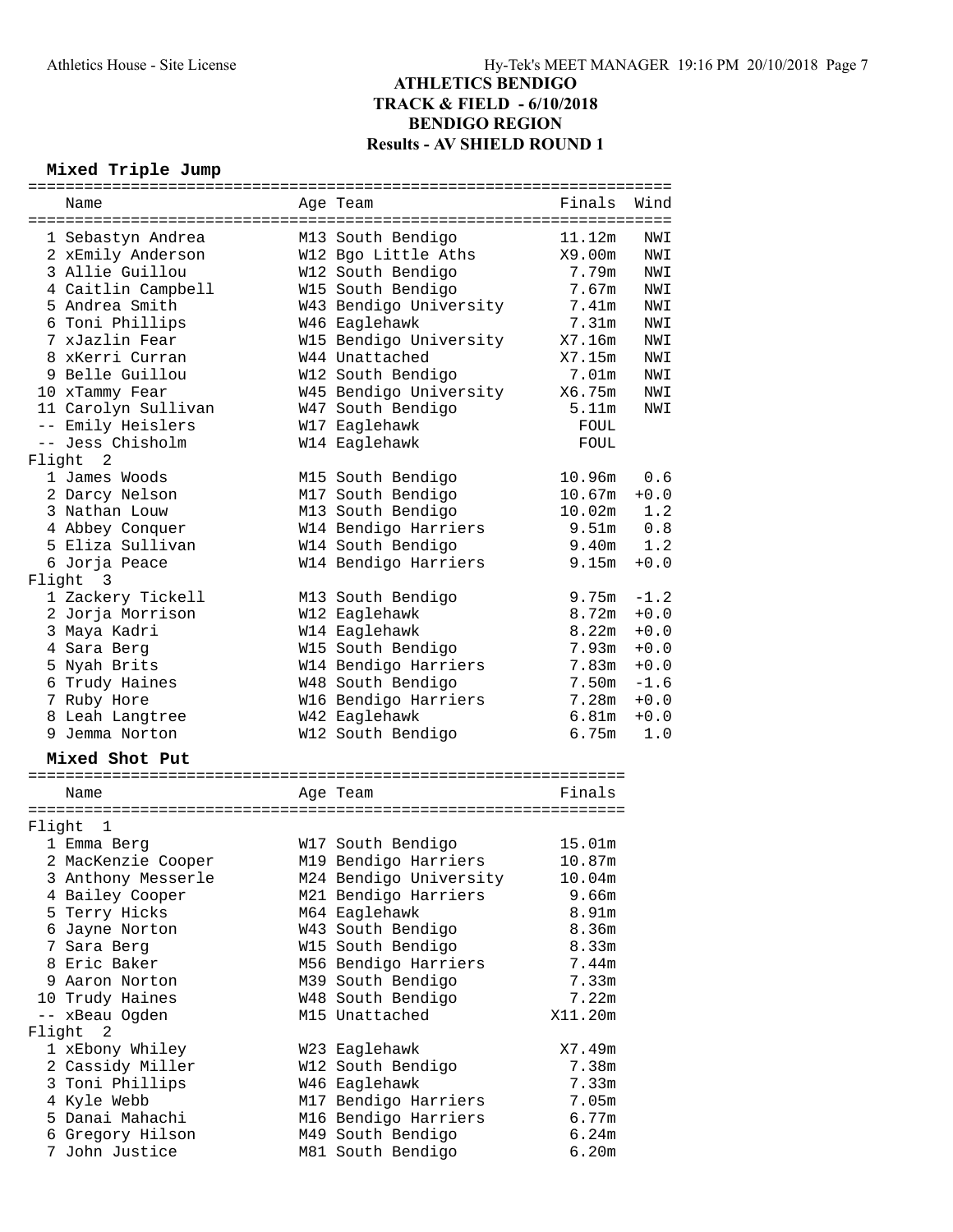## ATHLETICS BENDIGO
## TRACK & FIELD - 6/10/2018
## BENDIGO REGION
## Results - AV SHIELD ROUND 1

### Mixed Triple Jump

| | Name | Age | Team | Finals | Wind |
|---|---|---|---|---|---|
| 1 | Sebastyn Andrea | M13 | South Bendigo | 11.12m | NWI |
| 2 | xEmily Anderson | W12 | Bgo Little Aths | X9.00m | NWI |
| 3 | Allie Guillou | W12 | South Bendigo | 7.79m | NWI |
| 4 | Caitlin Campbell | W15 | South Bendigo | 7.67m | NWI |
| 5 | Andrea Smith | W43 | Bendigo University | 7.41m | NWI |
| 6 | Toni Phillips | W46 | Eaglehawk | 7.31m | NWI |
| 7 | xJazlin Fear | W15 | Bendigo University | X7.16m | NWI |
| 8 | xKerri Curran | W44 | Unattached | X7.15m | NWI |
| 9 | Belle Guillou | W12 | South Bendigo | 7.01m | NWI |
| 10 | xTammy Fear | W45 | Bendigo University | X6.75m | NWI |
| 11 | Carolyn Sullivan | W47 | South Bendigo | 5.11m | NWI |
| -- | Emily Heislers | W17 | Eaglehawk | FOUL | |
| -- | Jess Chisholm | W14 | Eaglehawk | FOUL | |
| **Flight 2** | | | | | |
| 1 | James Woods | M15 | South Bendigo | 10.96m | 0.6 |
| 2 | Darcy Nelson | M17 | South Bendigo | 10.67m | +0.0 |
| 3 | Nathan Louw | M13 | South Bendigo | 10.02m | 1.2 |
| 4 | Abbey Conquer | W14 | Bendigo Harriers | 9.51m | 0.8 |
| 5 | Eliza Sullivan | W14 | South Bendigo | 9.40m | 1.2 |
| 6 | Jorja Peace | W14 | Bendigo Harriers | 9.15m | +0.0 |
| **Flight 3** | | | | | |
| 1 | Zackery Tickell | M13 | South Bendigo | 9.75m | -1.2 |
| 2 | Jorja Morrison | W12 | Eaglehawk | 8.72m | +0.0 |
| 3 | Maya Kadri | W14 | Eaglehawk | 8.22m | +0.0 |
| 4 | Sara Berg | W15 | South Bendigo | 7.93m | +0.0 |
| 5 | Nyah Brits | W14 | Bendigo Harriers | 7.83m | +0.0 |
| 6 | Trudy Haines | W48 | South Bendigo | 7.50m | -1.6 |
| 7 | Ruby Hore | W16 | Bendigo Harriers | 7.28m | +0.0 |
| 8 | Leah Langtree | W42 | Eaglehawk | 6.81m | +0.0 |
| 9 | Jemma Norton | W12 | South Bendigo | 6.75m | 1.0 |

### Mixed Shot Put

| | Name | Age | Team | Finals |
|---|---|---|---|---|
| **Flight 1** | | | | |
| 1 | Emma Berg | W17 | South Bendigo | 15.01m |
| 2 | MacKenzie Cooper | M19 | Bendigo Harriers | 10.87m |
| 3 | Anthony Messerle | M24 | Bendigo University | 10.04m |
| 4 | Bailey Cooper | M21 | Bendigo Harriers | 9.66m |
| 5 | Terry Hicks | M64 | Eaglehawk | 8.91m |
| 6 | Jayne Norton | W43 | South Bendigo | 8.36m |
| 7 | Sara Berg | W15 | South Bendigo | 8.33m |
| 8 | Eric Baker | M56 | Bendigo Harriers | 7.44m |
| 9 | Aaron Norton | M39 | South Bendigo | 7.33m |
| 10 | Trudy Haines | W48 | South Bendigo | 7.22m |
| -- | xBeau Ogden | M15 | Unattached | X11.20m |
| **Flight 2** | | | | |
| 1 | xEbony Whiley | W23 | Eaglehawk | X7.49m |
| 2 | Cassidy Miller | W12 | South Bendigo | 7.38m |
| 3 | Toni Phillips | W46 | Eaglehawk | 7.33m |
| 4 | Kyle Webb | M17 | Bendigo Harriers | 7.05m |
| 5 | Danai Mahachi | M16 | Bendigo Harriers | 6.77m |
| 6 | Gregory Hilson | M49 | South Bendigo | 6.24m |
| 7 | John Justice | M81 | South Bendigo | 6.20m |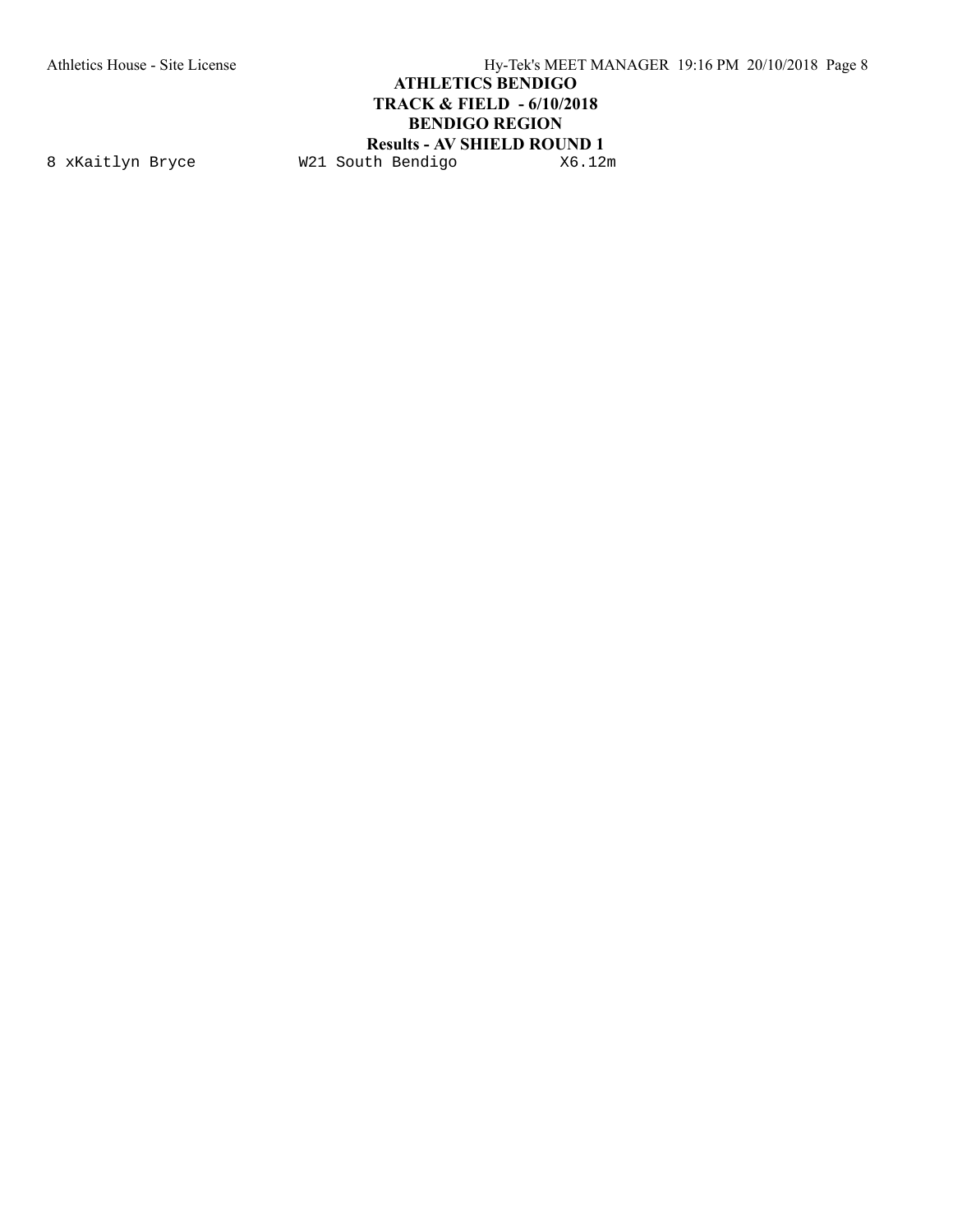8 xKaitlyn Bryce W21 South Bendigo X6.12m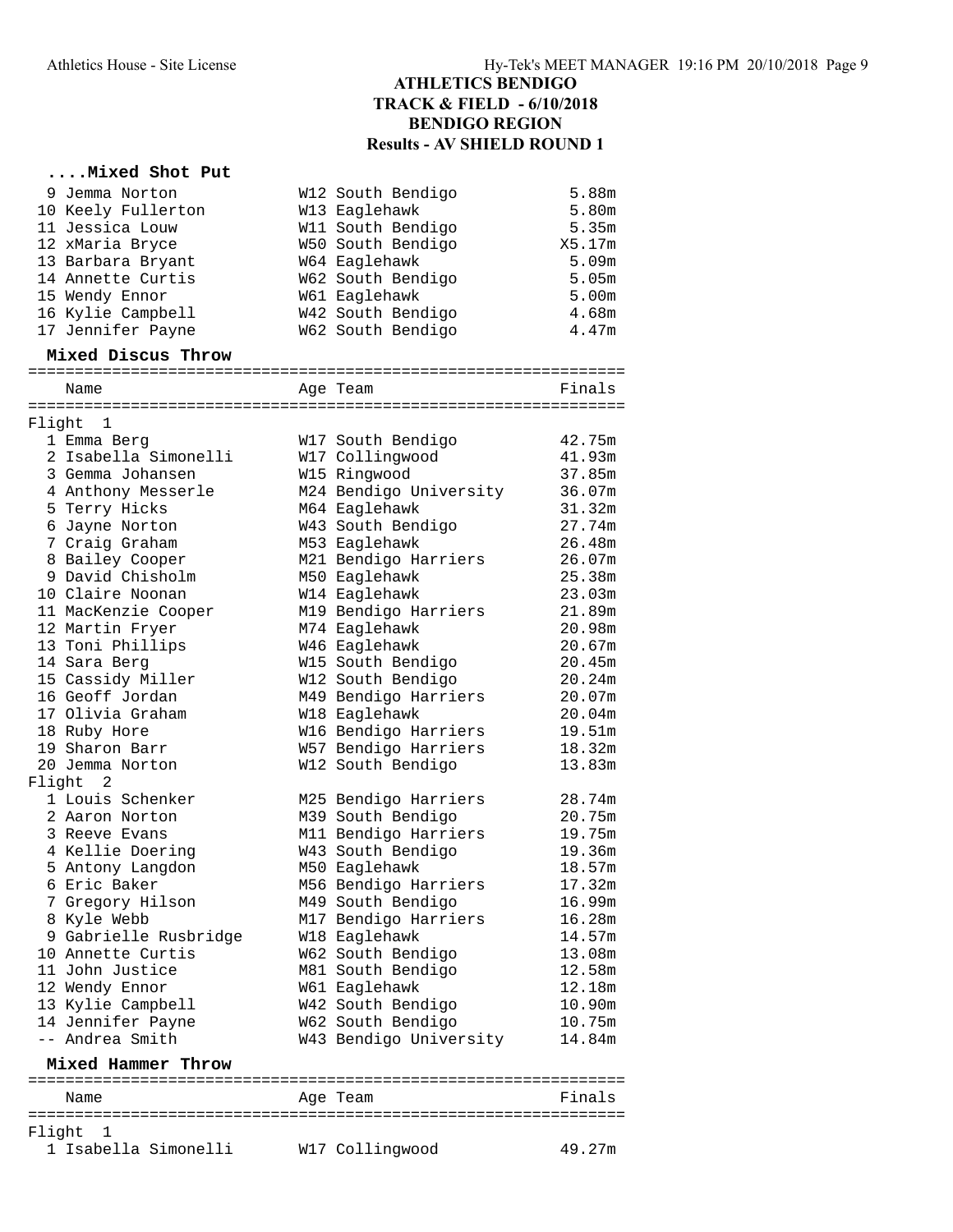## ATHLETICS BENDIGO
## TRACK & FIELD - 6/10/2018
## BENDIGO REGION
## Results - AV SHIELD ROUND 1

### ....Mixed Shot Put

| | Name | Age | Team | Finals |
|---|---|---|---|---|
| 9 | Jemma Norton | W12 | South Bendigo | 5.88m |
| 10 | Keely Fullerton | W13 | Eaglehawk | 5.80m |
| 11 | Jessica Louw | W11 | South Bendigo | 5.35m |
| 12 | xMaria Bryce | W50 | South Bendigo | X5.17m |
| 13 | Barbara Bryant | W64 | Eaglehawk | 5.09m |
| 14 | Annette Curtis | W62 | South Bendigo | 5.05m |
| 15 | Wendy Ennor | W61 | Eaglehawk | 5.00m |
| 16 | Kylie Campbell | W42 | South Bendigo | 4.68m |
| 17 | Jennifer Payne | W62 | South Bendigo | 4.47m |

### Mixed Discus Throw

| | Name | Age | Team | Finals |
|---|---|---|---|---|
| **Flight 1** | | | | |
| 1 | Emma Berg | W17 | South Bendigo | 42.75m |
| 2 | Isabella Simonelli | W17 | Collingwood | 41.93m |
| 3 | Gemma Johansen | W15 | Ringwood | 37.85m |
| 4 | Anthony Messerle | M24 | Bendigo University | 36.07m |
| 5 | Terry Hicks | M64 | Eaglehawk | 31.32m |
| 6 | Jayne Norton | W43 | South Bendigo | 27.74m |
| 7 | Craig Graham | M53 | Eaglehawk | 26.48m |
| 8 | Bailey Cooper | M21 | Bendigo Harriers | 26.07m |
| 9 | David Chisholm | M50 | Eaglehawk | 25.38m |
| 10 | Claire Noonan | W14 | Eaglehawk | 23.03m |
| 11 | MacKenzie Cooper | M19 | Bendigo Harriers | 21.89m |
| 12 | Martin Fryer | M74 | Eaglehawk | 20.98m |
| 13 | Toni Phillips | W46 | Eaglehawk | 20.67m |
| 14 | Sara Berg | W15 | South Bendigo | 20.45m |
| 15 | Cassidy Miller | W12 | South Bendigo | 20.24m |
| 16 | Geoff Jordan | M49 | Bendigo Harriers | 20.07m |
| 17 | Olivia Graham | W18 | Eaglehawk | 20.04m |
| 18 | Ruby Hore | W16 | Bendigo Harriers | 19.51m |
| 19 | Sharon Barr | W57 | Bendigo Harriers | 18.32m |
| 20 | Jemma Norton | W12 | South Bendigo | 13.83m |
| **Flight 2** | | | | |
| 1 | Louis Schenker | M25 | Bendigo Harriers | 28.74m |
| 2 | Aaron Norton | M39 | South Bendigo | 20.75m |
| 3 | Reeve Evans | M11 | Bendigo Harriers | 19.75m |
| 4 | Kellie Doering | W43 | South Bendigo | 19.36m |
| 5 | Antony Langdon | M50 | Eaglehawk | 18.57m |
| 6 | Eric Baker | M56 | Bendigo Harriers | 17.32m |
| 7 | Gregory Hilson | M49 | South Bendigo | 16.99m |
| 8 | Kyle Webb | M17 | Bendigo Harriers | 16.28m |
| 9 | Gabrielle Rusbridge | W18 | Eaglehawk | 14.57m |
| 10 | Annette Curtis | W62 | South Bendigo | 13.08m |
| 11 | John Justice | M81 | South Bendigo | 12.58m |
| 12 | Wendy Ennor | W61 | Eaglehawk | 12.18m |
| 13 | Kylie Campbell | W42 | South Bendigo | 10.90m |
| 14 | Jennifer Payne | W62 | South Bendigo | 10.75m |
| -- | Andrea Smith | W43 | Bendigo University | 14.84m |

### Mixed Hammer Throw

| | Name | Age | Team | Finals |
|---|---|---|---|---|
| **Flight 1** | | | | |
| 1 | Isabella Simonelli | W17 | Collingwood | 49.27m |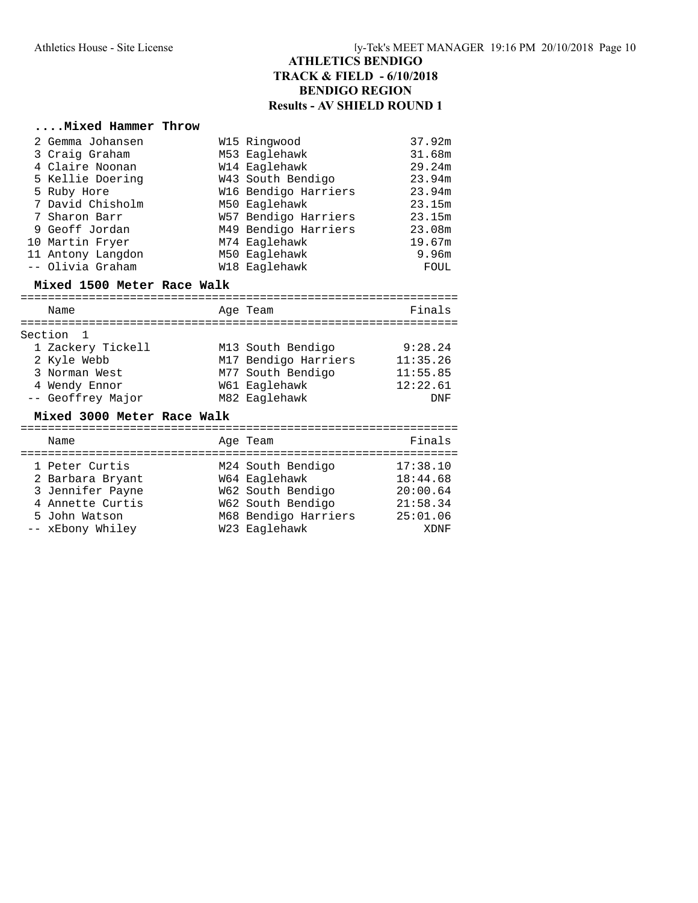# ATHLETICS BENDIGO
## TRACK & FIELD - 6/10/2018
## BENDIGO REGION
## Results - AV SHIELD ROUND 1

### ....Mixed Hammer Throw

| | | | | |
|---|---|---|---|---|
| 2 | Gemma Johansen | W15 | Ringwood | 37.92m |
| 3 | Craig Graham | M53 | Eaglehawk | 31.68m |
| 4 | Claire Noonan | W14 | Eaglehawk | 29.24m |
| 5 | Kellie Doering | W43 | South Bendigo | 23.94m |
| 5 | Ruby Hore | W16 | Bendigo Harriers | 23.94m |
| 7 | David Chisholm | M50 | Eaglehawk | 23.15m |
| 7 | Sharon Barr | W57 | Bendigo Harriers | 23.15m |
| 9 | Geoff Jordan | M49 | Bendigo Harriers | 23.08m |
| 10 | Martin Fryer | M74 | Eaglehawk | 19.67m |
| 11 | Antony Langdon | M50 | Eaglehawk | 9.96m |
| -- | Olivia Graham | W18 | Eaglehawk | FOUL |

### Mixed 1500 Meter Race Walk

Section 1

| | Name | Age | Team | Finals |
|---|---|---|---|---|
| 1 | Zackery Tickell | M13 | South Bendigo | 9:28.24 |
| 2 | Kyle Webb | M17 | Bendigo Harriers | 11:35.26 |
| 3 | Norman West | M77 | South Bendigo | 11:55.85 |
| 4 | Wendy Ennor | W61 | Eaglehawk | 12:22.61 |
| -- | Geoffrey Major | M82 | Eaglehawk | DNF |

### Mixed 3000 Meter Race Walk

| | Name | Age | Team | Finals |
|---|---|---|---|---|
| 1 | Peter Curtis | M24 | South Bendigo | 17:38.10 |
| 2 | Barbara Bryant | W64 | Eaglehawk | 18:44.68 |
| 3 | Jennifer Payne | W62 | South Bendigo | 20:00.64 |
| 4 | Annette Curtis | W62 | South Bendigo | 21:58.34 |
| 5 | John Watson | M68 | Bendigo Harriers | 25:01.06 |
| -- | xEbony Whiley | W23 | Eaglehawk | XDNF |